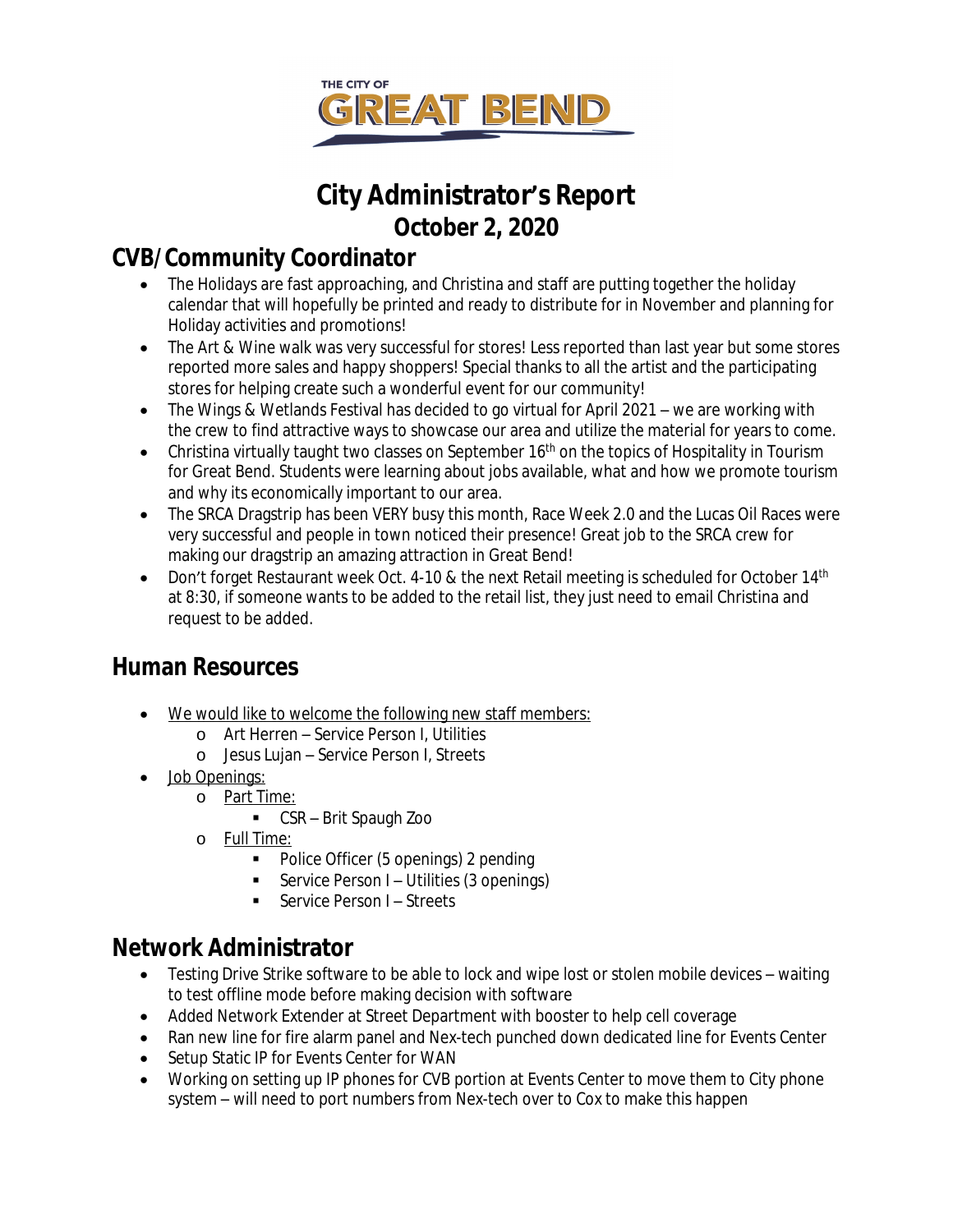THE CITY OF GREAT BEND

# City Administrator's Report
## October 2, 2020

## CVB/Community Coordinator

- The Holidays are fast approaching, and Christina and staff are putting together the holiday calendar that will hopefully be printed and ready to distribute for in November and planning for Holiday activities and promotions!
- The Art & Wine walk was very successful for stores! Less reported than last year but some stores reported more sales and happy shoppers! Special thanks to all the artist and the participating stores for helping create such a wonderful event for our community!
- The Wings & Wetlands Festival has decided to go virtual for April 2021 – we are working with the crew to find attractive ways to showcase our area and utilize the material for years to come.
- Christina virtually taught two classes on September 16th on the topics of Hospitality in Tourism for Great Bend. Students were learning about jobs available, what and how we promote tourism and why its economically important to our area.
- The SRCA Dragstrip has been VERY busy this month, Race Week 2.0 and the Lucas Oil Races were very successful and people in town noticed their presence! Great job to the SRCA crew for making our dragstrip an amazing attraction in Great Bend!
- Don't forget Restaurant week Oct. 4-10 & the next Retail meeting is scheduled for October 14th at 8:30, if someone wants to be added to the retail list, they just need to email Christina and request to be added.

## Human Resources

- We would like to welcome the following new staff members:
  - Art Herren – Service Person I, Utilities
  - Jesus Lujan – Service Person I, Streets
- Job Openings:
  - Part Time:
    - CSR – Brit Spaugh Zoo
  - Full Time:
    - Police Officer (5 openings) 2 pending
    - Service Person I – Utilities (3 openings)
    - Service Person I – Streets

## Network Administrator

- Testing Drive Strike software to be able to lock and wipe lost or stolen mobile devices – waiting to test offline mode before making decision with software
- Added Network Extender at Street Department with booster to help cell coverage
- Ran new line for fire alarm panel and Nex-tech punched down dedicated line for Events Center
- Setup Static IP for Events Center for WAN
- Working on setting up IP phones for CVB portion at Events Center to move them to City phone system – will need to port numbers from Nex-tech over to Cox to make this happen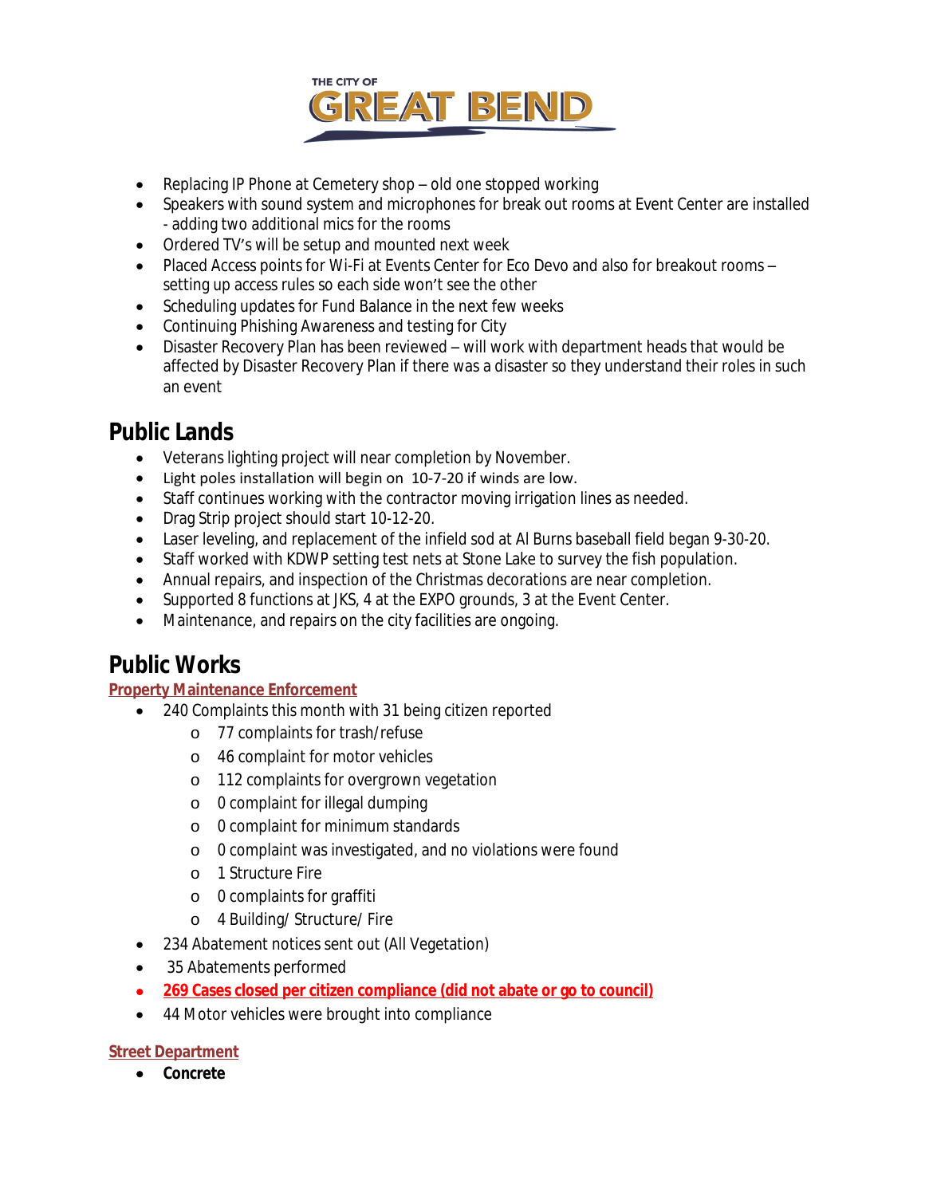- Replacing IP Phone at Cemetery shop – old one stopped working
- Speakers with sound system and microphones for break out rooms at Event Center are installed - adding two additional mics for the rooms
- Ordered TV's will be setup and mounted next week
- Placed Access points for Wi-Fi at Events Center for Eco Devo and also for breakout rooms – setting up access rules so each side won't see the other
- Scheduling updates for Fund Balance in the next few weeks
- Continuing Phishing Awareness and testing for City
- Disaster Recovery Plan has been reviewed – will work with department heads that would be affected by Disaster Recovery Plan if there was a disaster so they understand their roles in such an event

## Public Lands

- Veterans lighting project will near completion by November.
- Light poles installation will begin on 10-7-20 if winds are low.
- Staff continues working with the contractor moving irrigation lines as needed.
- Drag Strip project should start 10-12-20.
- Laser leveling, and replacement of the infield sod at Al Burns baseball field began 9-30-20.
- Staff worked with KDWP setting test nets at Stone Lake to survey the fish population.
- Annual repairs, and inspection of the Christmas decorations are near completion.
- Supported 8 functions at JKS, 4 at the EXPO grounds, 3 at the Event Center.
- Maintenance, and repairs on the city facilities are ongoing.

## Public Works

**Property Maintenance Enforcement**

- 240 Complaints this month with 31 being citizen reported
  - 77 complaints for trash/refuse
  - 46 complaint for motor vehicles
  - 112 complaints for overgrown vegetation
  - 0 complaint for illegal dumping
  - 0 complaint for minimum standards
  - 0 complaint was investigated, and no violations were found
  - 1 Structure Fire
  - 0 complaints for graffiti
  - 4 Building/ Structure/ Fire
- 234 Abatement notices sent out (All Vegetation)
- 35 Abatements performed
- **269 Cases closed per citizen compliance (did not abate or go to council)**
- 44 Motor vehicles were brought into compliance

**Street Department**

- **Concrete**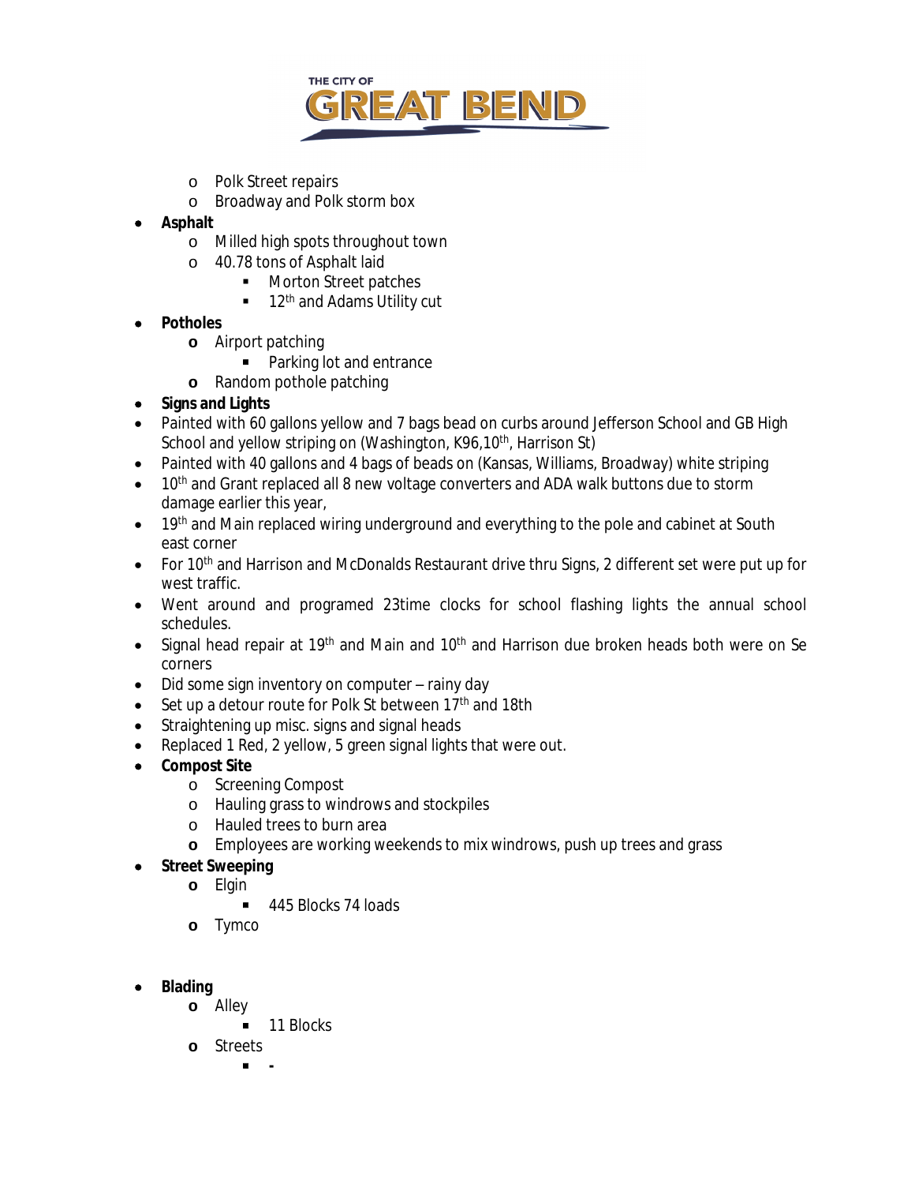- Polk Street repairs
    - Broadway and Polk storm box
- **Asphalt**
    - Milled high spots throughout town
    - 40.78 tons of Asphalt laid
        - Morton Street patches
        - 12th and Adams Utility cut
- **Potholes**
    - Airport patching
        - Parking lot and entrance
    - Random pothole patching
- **Signs and Lights**
- Painted with 60 gallons yellow and 7 bags bead on curbs around Jefferson School and GB High School and yellow striping on (Washington, K96,10th, Harrison St)
- Painted with 40 gallons and 4 bags of beads on (Kansas, Williams, Broadway) white striping
- 10th and Grant replaced all 8 new voltage converters and ADA walk buttons due to storm damage earlier this year,
- 19th and Main replaced wiring underground and everything to the pole and cabinet at South east corner
- For 10th and Harrison and McDonalds Restaurant drive thru Signs, 2 different set were put up for west traffic.
- Went around and programed 23time clocks for school flashing lights the annual school schedules.
- Signal head repair at 19th and Main and 10th and Harrison due broken heads both were on Se corners
- Did some sign inventory on computer – rainy day
- Set up a detour route for Polk St between 17th and 18th
- Straightening up misc. signs and signal heads
- Replaced 1 Red, 2 yellow, 5 green signal lights that were out.
- **Compost Site**
    - Screening Compost
    - Hauling grass to windrows and stockpiles
    - Hauled trees to burn area
    - Employees are working weekends to mix windrows, push up trees and grass
- **Street Sweeping**
    - Elgin
        - 445 Blocks 74 loads
    - Tymco
- **Blading**
    - Alley
        - 11 Blocks
    - Streets
        - -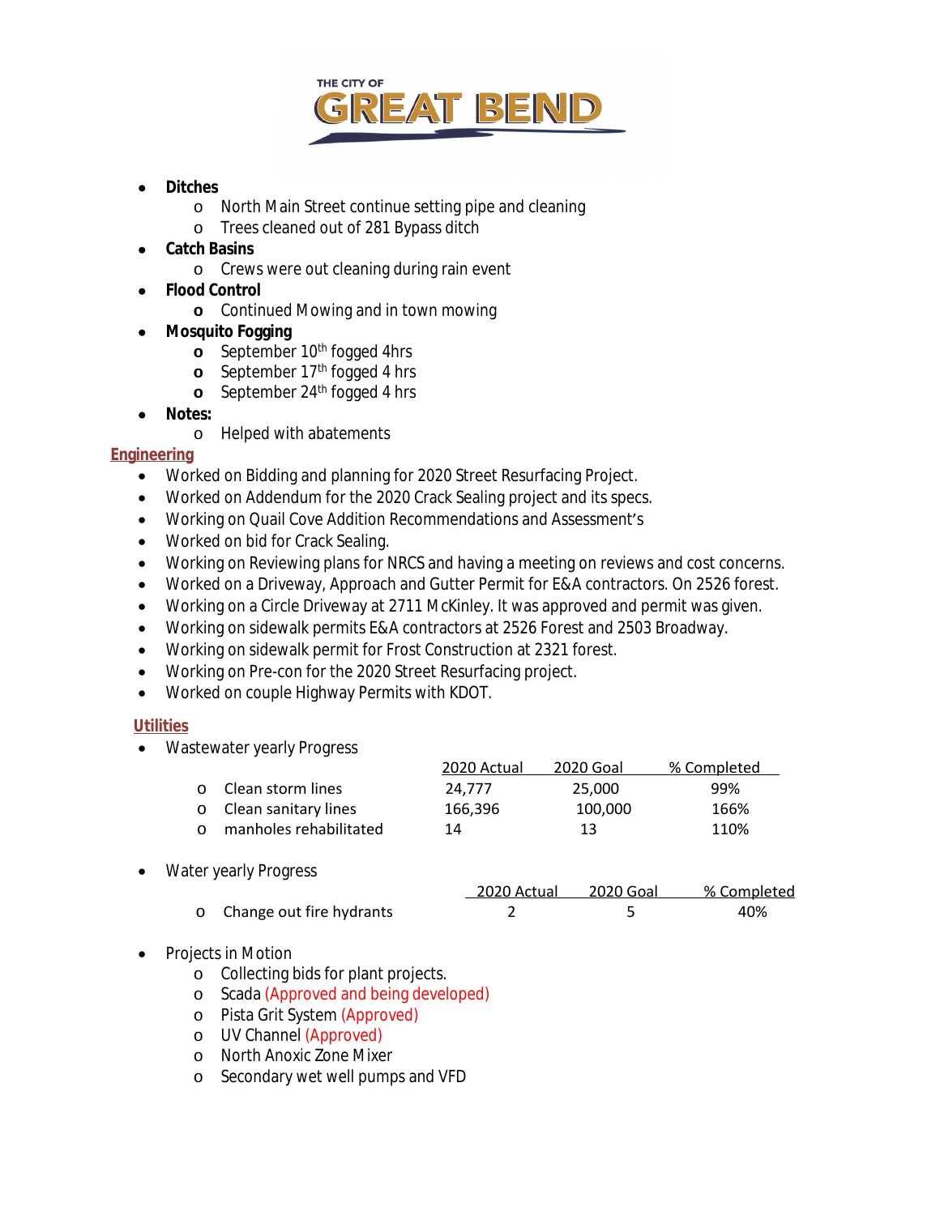- **Ditches**
  - North Main Street continue setting pipe and cleaning
  - Trees cleaned out of 281 Bypass ditch
- **Catch Basins**
  - Crews were out cleaning during rain event
- **Flood Control**
  - Continued Mowing and in town mowing
- **Mosquito Fogging**
  - September 10th fogged 4hrs
  - September 17th fogged 4 hrs
  - September 24th fogged 4 hrs
- **Notes:**
  - Helped with abatements

## Engineering

- Worked on Bidding and planning for 2020 Street Resurfacing Project.
- Worked on Addendum for the 2020 Crack Sealing project and its specs.
- Working on Quail Cove Addition Recommendations and Assessment's
- Worked on bid for Crack Sealing.
- Working on Reviewing plans for NRCS and having a meeting on reviews and cost concerns.
- Worked on a Driveway, Approach and Gutter Permit for E&A contractors. On 2526 forest.
- Working on a Circle Driveway at 2711 McKinley. It was approved and permit was given.
- Working on sidewalk permits E&A contractors at 2526 Forest and 2503 Broadway.
- Working on sidewalk permit for Frost Construction at 2321 forest.
- Working on Pre-con for the 2020 Street Resurfacing project.
- Worked on couple Highway Permits with KDOT.

## Utilities

- Wastewater yearly Progress

| | 2020 Actual | 2020 Goal | % Completed |
|---|---|---|---|
| Clean storm lines | 24,777 | 25,000 | 99% |
| Clean sanitary lines | 166,396 | 100,000 | 166% |
| manholes rehabilitated | 14 | 13 | 110% |

- Water yearly Progress

| | 2020 Actual | 2020 Goal | % Completed |
|---|---|---|---|
| Change out fire hydrants | 2 | 5 | 40% |

- Projects in Motion
  - Collecting bids for plant projects.
  - Scada (Approved and being developed)
  - Pista Grit System (Approved)
  - UV Channel (Approved)
  - North Anoxic Zone Mixer
  - Secondary wet well pumps and VFD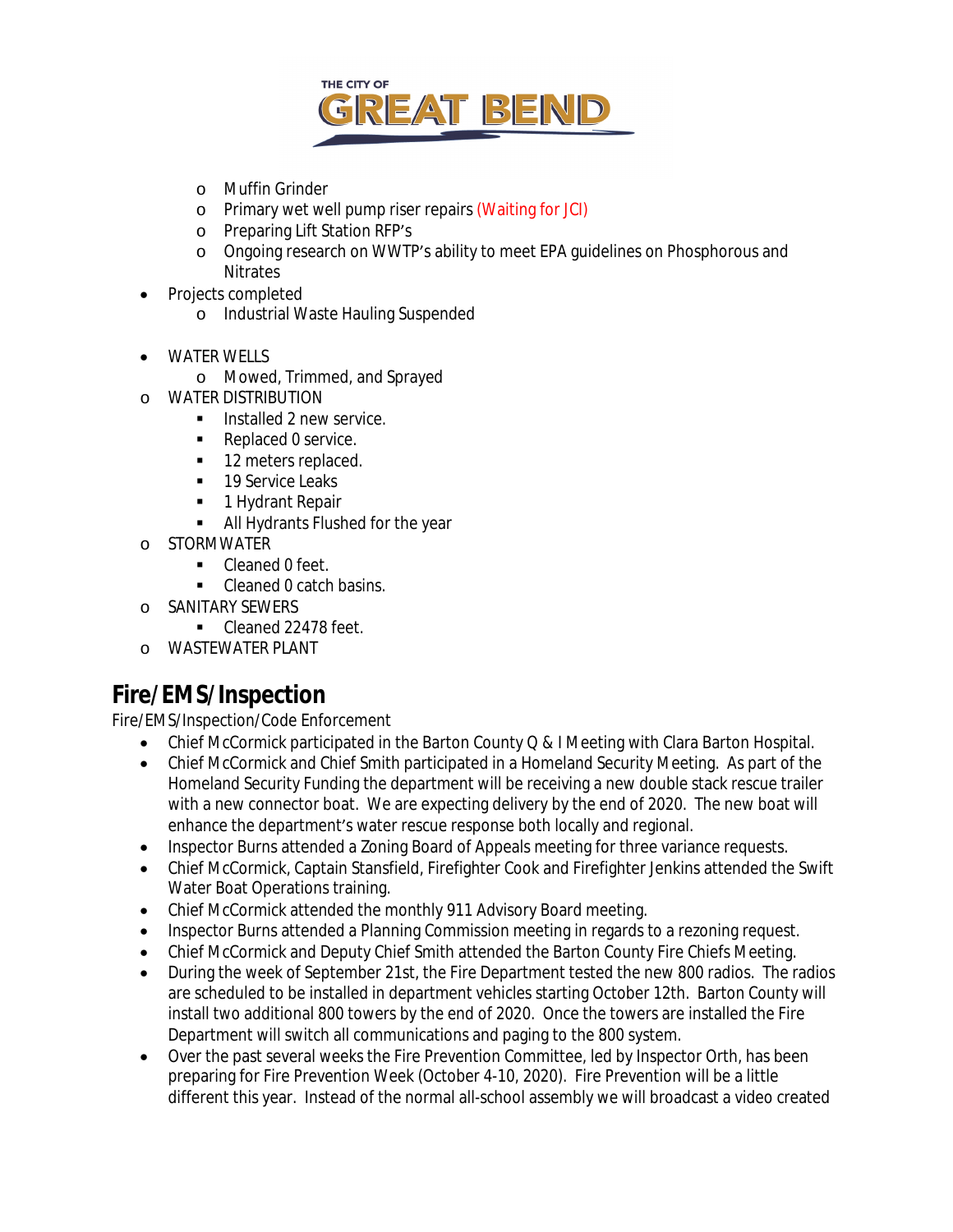- Muffin Grinder
    - Primary wet well pump riser repairs (Waiting for JCI)
    - Preparing Lift Station RFP's
    - Ongoing research on WWTP's ability to meet EPA guidelines on Phosphorous and Nitrates
- Projects completed
    - Industrial Waste Hauling Suspended

- WATER WELLS
    - Mowed, Trimmed, and Sprayed
- WATER DISTRIBUTION
    - Installed 2 new service.
    - Replaced 0 service.
    - 12 meters replaced.
    - 19 Service Leaks
    - 1 Hydrant Repair
    - All Hydrants Flushed for the year
- STORMWATER
    - Cleaned 0 feet.
    - Cleaned 0 catch basins.
- SANITARY SEWERS
    - Cleaned 22478 feet.
- WASTEWATER PLANT

## Fire/EMS/Inspection

Fire/EMS/Inspection/Code Enforcement

- Chief McCormick participated in the Barton County Q & I Meeting with Clara Barton Hospital.
- Chief McCormick and Chief Smith participated in a Homeland Security Meeting. As part of the Homeland Security Funding the department will be receiving a new double stack rescue trailer with a new connector boat. We are expecting delivery by the end of 2020. The new boat will enhance the department's water rescue response both locally and regional.
- Inspector Burns attended a Zoning Board of Appeals meeting for three variance requests.
- Chief McCormick, Captain Stansfield, Firefighter Cook and Firefighter Jenkins attended the Swift Water Boat Operations training.
- Chief McCormick attended the monthly 911 Advisory Board meeting.
- Inspector Burns attended a Planning Commission meeting in regards to a rezoning request.
- Chief McCormick and Deputy Chief Smith attended the Barton County Fire Chiefs Meeting.
- During the week of September 21st, the Fire Department tested the new 800 radios. The radios are scheduled to be installed in department vehicles starting October 12th. Barton County will install two additional 800 towers by the end of 2020. Once the towers are installed the Fire Department will switch all communications and paging to the 800 system.
- Over the past several weeks the Fire Prevention Committee, led by Inspector Orth, has been preparing for Fire Prevention Week (October 4-10, 2020). Fire Prevention will be a little different this year. Instead of the normal all-school assembly we will broadcast a video created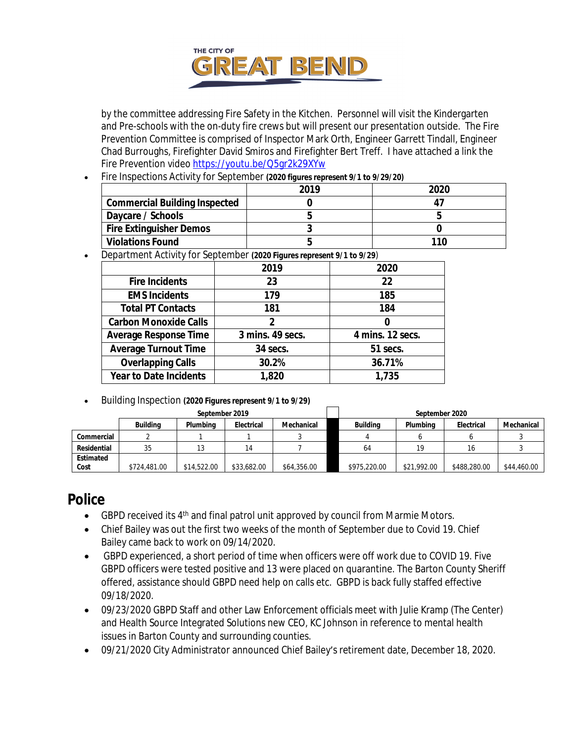by the committee addressing Fire Safety in the Kitchen. Personnel will visit the Kindergarten and Pre-schools with the on-duty fire crews but will present our presentation outside. The Fire Prevention Committee is comprised of Inspector Mark Orth, Engineer Garrett Tindall, Engineer Chad Burroughs, Firefighter David Smiros and Firefighter Bert Treff. I have attached a link the Fire Prevention video https://youtu.be/Q5gr2k29XYw

- Fire Inspections Activity for September **(2020 figures represent 9/1 to 9/29/20)**

| | 2019 | 2020 |
|---|---|---|
| **Commercial Building Inspected** | 0 | 47 |
| **Daycare / Schools** | 5 | 5 |
| **Fire Extinguisher Demos** | 3 | 0 |
| **Violations Found** | 5 | 110 |

- Department Activity for September **(2020 Figures represent 9/1 to 9/29)**

| | 2019 | 2020 |
|---|---|---|
| **Fire Incidents** | 23 | 22 |
| **EMS Incidents** | 179 | 185 |
| **Total PT Contacts** | 181 | 184 |
| **Carbon Monoxide Calls** | 2 | 0 |
| **Average Response Time** | 3 mins. 49 secs. | 4 mins. 12 secs. |
| **Average Turnout Time** | 34 secs. | 51 secs. |
| **Overlapping Calls** | 30.2% | 36.71% |
| **Year to Date Incidents** | 1,820 | 1,735 |

- Building Inspection **(2020 Figures represent 9/1 to 9/29)**

| | September 2019 | | | | September 2020 | | | |
|---|---|---|---|---|---|---|---|---|
| | **Building** | **Plumbing** | **Electrical** | **Mechanical** | **Building** | **Plumbing** | **Electrical** | **Mechanical** |
| **Commercial** | 2 | 1 | 1 | 3 | 4 | 6 | 6 | 3 |
| **Residential** | 35 | 13 | 14 | 7 | 64 | 19 | 16 | 3 |
| **Estimated Cost** | $724,481.00 | $14,522.00 | $33,682.00 | $64,356.00 | $975,220.00 | $21,992.00 | $488,280.00 | $44,460.00 |

## Police

- GBPD received its 4th and final patrol unit approved by council from Marmie Motors.
- Chief Bailey was out the first two weeks of the month of September due to Covid 19. Chief Bailey came back to work on 09/14/2020.
- GBPD experienced, a short period of time when officers were off work due to COVID 19. Five GBPD officers were tested positive and 13 were placed on quarantine. The Barton County Sheriff offered, assistance should GBPD need help on calls etc. GBPD is back fully staffed effective 09/18/2020.
- 09/23/2020 GBPD Staff and other Law Enforcement officials meet with Julie Kramp (The Center) and Health Source Integrated Solutions new CEO, KC Johnson in reference to mental health issues in Barton County and surrounding counties.
- 09/21/2020 City Administrator announced Chief Bailey's retirement date, December 18, 2020.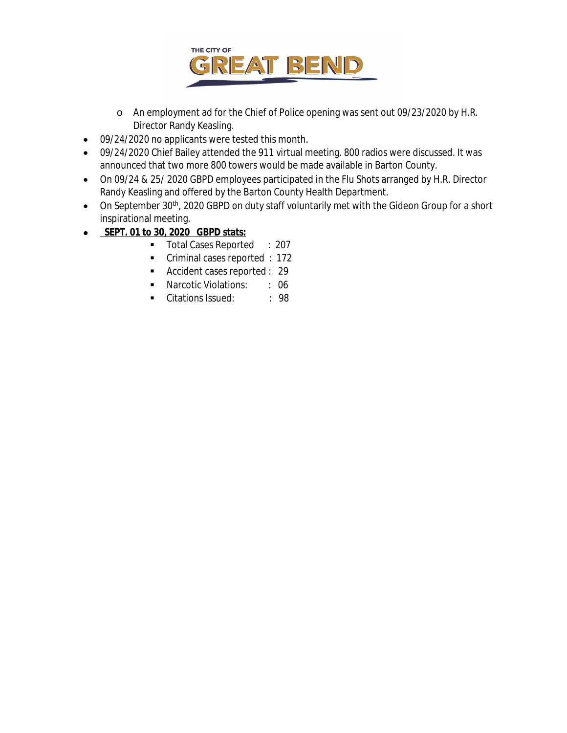- An employment ad for the Chief of Police opening was sent out 09/23/2020 by H.R. Director Randy Keasling.

- 09/24/2020 no applicants were tested this month.
- 09/24/2020 Chief Bailey attended the 911 virtual meeting. 800 radios were discussed. It was announced that two more 800 towers would be made available in Barton County.
- On 09/24 & 25/ 2020 GBPD employees participated in the Flu Shots arranged by H.R. Director Randy Keasling and offered by the Barton County Health Department.
- On September 30th, 2020 GBPD on duty staff voluntarily met with the Gideon Group for a short inspirational meeting.
- **SEPT. 01 to 30, 2020 GBPD stats:**
  - Total Cases Reported : 207
  - Criminal cases reported : 172
  - Accident cases reported : 29
  - Narcotic Violations: : 06
  - Citations Issued: : 98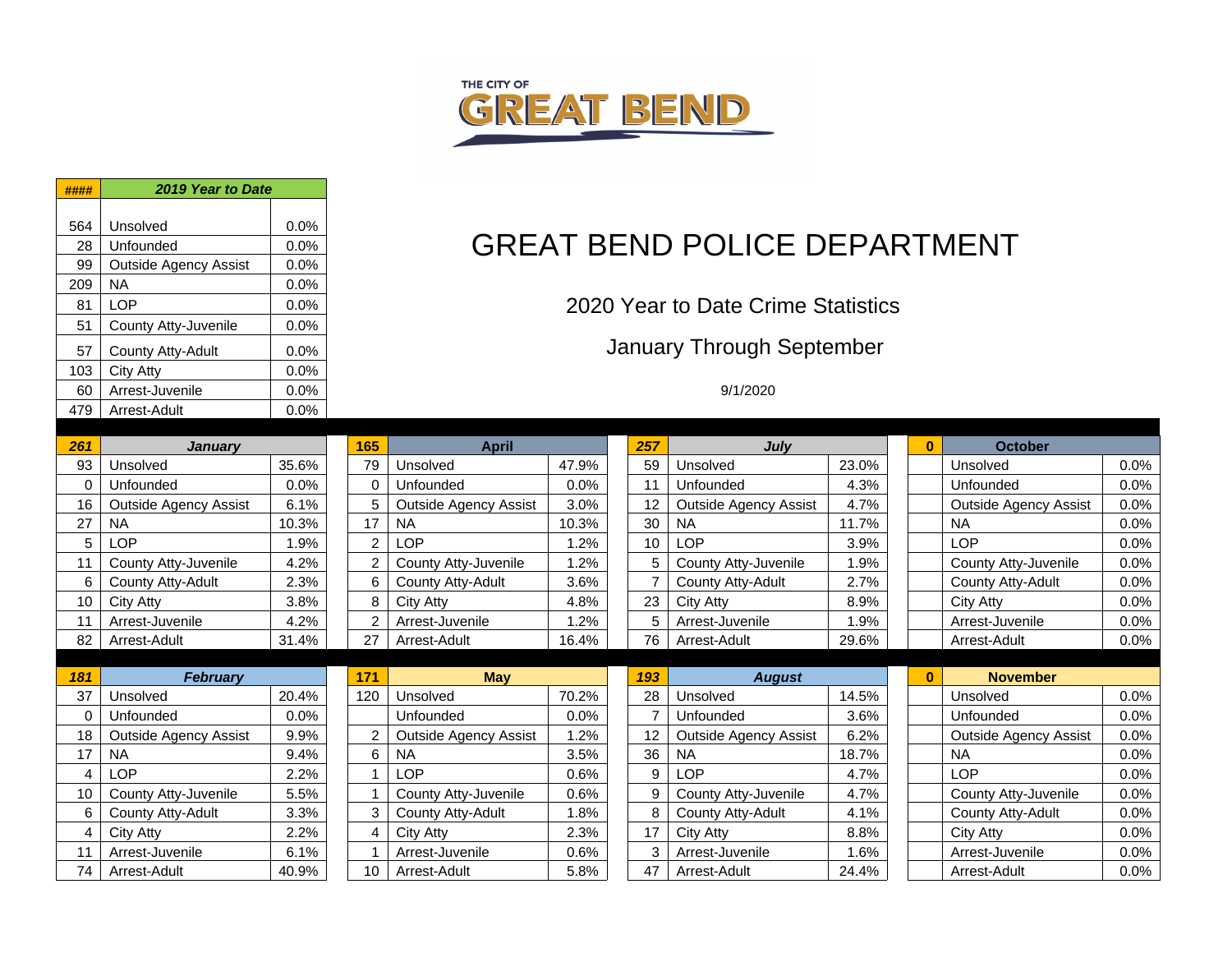THE CITY OF GREAT BEND

# GREAT BEND POLICE DEPARTMENT

## 2020 Year to Date Crime Statistics

## January Through September

9/1/2020

| #### | 2019 Year to Date | |
|---|---|---|
| 564 | Unsolved | 0.0% |
| 28 | Unfounded | 0.0% |
| 99 | Outside Agency Assist | 0.0% |
| 209 | NA | 0.0% |
| 81 | LOP | 0.0% |
| 51 | County Atty-Juvenile | 0.0% |
| 57 | County Atty-Adult | 0.0% |
| 103 | City Atty | 0.0% |
| 60 | Arrest-Juvenile | 0.0% |
| 479 | Arrest-Adult | 0.0% |

| 261 | January | |
|---|---|---|
| 93 | Unsolved | 35.6% |
| 0 | Unfounded | 0.0% |
| 16 | Outside Agency Assist | 6.1% |
| 27 | NA | 10.3% |
| 5 | LOP | 1.9% |
| 11 | County Atty-Juvenile | 4.2% |
| 6 | County Atty-Adult | 2.3% |
| 10 | City Atty | 3.8% |
| 11 | Arrest-Juvenile | 4.2% |
| 82 | Arrest-Adult | 31.4% |

| 165 | April | |
|---|---|---|
| 79 | Unsolved | 47.9% |
| 0 | Unfounded | 0.0% |
| 5 | Outside Agency Assist | 3.0% |
| 17 | NA | 10.3% |
| 2 | LOP | 1.2% |
| 2 | County Atty-Juvenile | 1.2% |
| 6 | County Atty-Adult | 3.6% |
| 8 | City Atty | 4.8% |
| 2 | Arrest-Juvenile | 1.2% |
| 27 | Arrest-Adult | 16.4% |

| 257 | July | |
|---|---|---|
| 59 | Unsolved | 23.0% |
| 11 | Unfounded | 4.3% |
| 12 | Outside Agency Assist | 4.7% |
| 30 | NA | 11.7% |
| 10 | LOP | 3.9% |
| 5 | County Atty-Juvenile | 1.9% |
| 7 | County Atty-Adult | 2.7% |
| 23 | City Atty | 8.9% |
| 5 | Arrest-Juvenile | 1.9% |
| 76 | Arrest-Adult | 29.6% |

| 0 | October | |
|---|---|---|
| | Unsolved | 0.0% |
| | Unfounded | 0.0% |
| | Outside Agency Assist | 0.0% |
| | NA | 0.0% |
| | LOP | 0.0% |
| | County Atty-Juvenile | 0.0% |
| | County Atty-Adult | 0.0% |
| | City Atty | 0.0% |
| | Arrest-Juvenile | 0.0% |
| | Arrest-Adult | 0.0% |

| 181 | February | |
|---|---|---|
| 37 | Unsolved | 20.4% |
| 0 | Unfounded | 0.0% |
| 18 | Outside Agency Assist | 9.9% |
| 17 | NA | 9.4% |
| 4 | LOP | 2.2% |
| 10 | County Atty-Juvenile | 5.5% |
| 6 | County Atty-Adult | 3.3% |
| 4 | City Atty | 2.2% |
| 11 | Arrest-Juvenile | 6.1% |
| 74 | Arrest-Adult | 40.9% |

| 171 | May | |
|---|---|---|
| 120 | Unsolved | 70.2% |
| | Unfounded | 0.0% |
| 2 | Outside Agency Assist | 1.2% |
| 6 | NA | 3.5% |
| 1 | LOP | 0.6% |
| 1 | County Atty-Juvenile | 0.6% |
| 3 | County Atty-Adult | 1.8% |
| 4 | City Atty | 2.3% |
| 1 | Arrest-Juvenile | 0.6% |
| 10 | Arrest-Adult | 5.8% |

| 193 | August | |
|---|---|---|
| 28 | Unsolved | 14.5% |
| 7 | Unfounded | 3.6% |
| 12 | Outside Agency Assist | 6.2% |
| 36 | NA | 18.7% |
| 9 | LOP | 4.7% |
| 9 | County Atty-Juvenile | 4.7% |
| 8 | County Atty-Adult | 4.1% |
| 17 | City Atty | 8.8% |
| 3 | Arrest-Juvenile | 1.6% |
| 47 | Arrest-Adult | 24.4% |

| 0 | November | |
|---|---|---|
| | Unsolved | 0.0% |
| | Unfounded | 0.0% |
| | Outside Agency Assist | 0.0% |
| | NA | 0.0% |
| | LOP | 0.0% |
| | County Atty-Juvenile | 0.0% |
| | County Atty-Adult | 0.0% |
| | City Atty | 0.0% |
| | Arrest-Juvenile | 0.0% |
| | Arrest-Adult | 0.0% |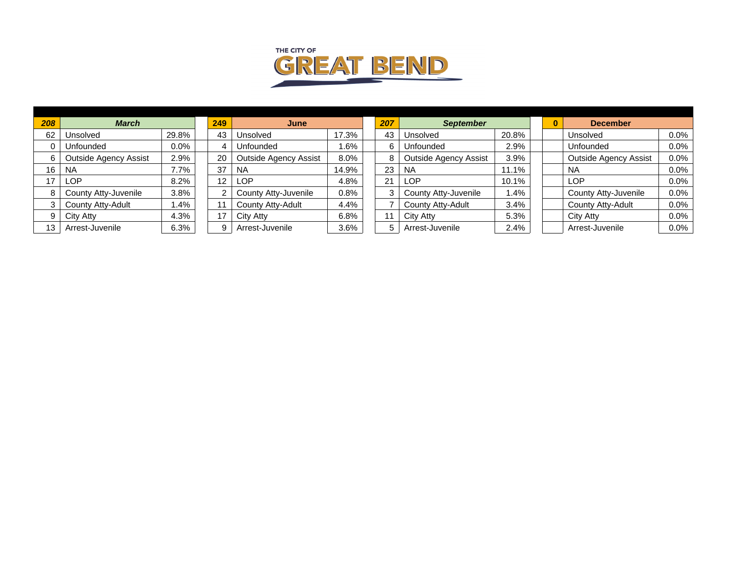THE CITY OF GREAT BEND

| 208 | March | | | 249 | June | | | 207 | September | | | 0 | December | |
|---|---|---|---|---|---|---|---|---|---|---|---|---|---|---|
| 62 | Unsolved | 29.8% | | 43 | Unsolved | 17.3% | | 43 | Unsolved | 20.8% | | | Unsolved | 0.0% |
| 0 | Unfounded | 0.0% | | 4 | Unfounded | 1.6% | | 6 | Unfounded | 2.9% | | | Unfounded | 0.0% |
| 6 | Outside Agency Assist | 2.9% | | 20 | Outside Agency Assist | 8.0% | | 8 | Outside Agency Assist | 3.9% | | | Outside Agency Assist | 0.0% |
| 16 | NA | 7.7% | | 37 | NA | 14.9% | | 23 | NA | 11.1% | | | NA | 0.0% |
| 17 | LOP | 8.2% | | 12 | LOP | 4.8% | | 21 | LOP | 10.1% | | | LOP | 0.0% |
| 8 | County Atty-Juvenile | 3.8% | | 2 | County Atty-Juvenile | 0.8% | | 3 | County Atty-Juvenile | 1.4% | | | County Atty-Juvenile | 0.0% |
| 3 | County Atty-Adult | 1.4% | | 11 | County Atty-Adult | 4.4% | | 7 | County Atty-Adult | 3.4% | | | County Atty-Adult | 0.0% |
| 9 | City Atty | 4.3% | | 17 | City Atty | 6.8% | | 11 | City Atty | 5.3% | | | City Atty | 0.0% |
| 13 | Arrest-Juvenile | 6.3% | | 9 | Arrest-Juvenile | 3.6% | | 5 | Arrest-Juvenile | 2.4% | | | Arrest-Juvenile | 0.0% |